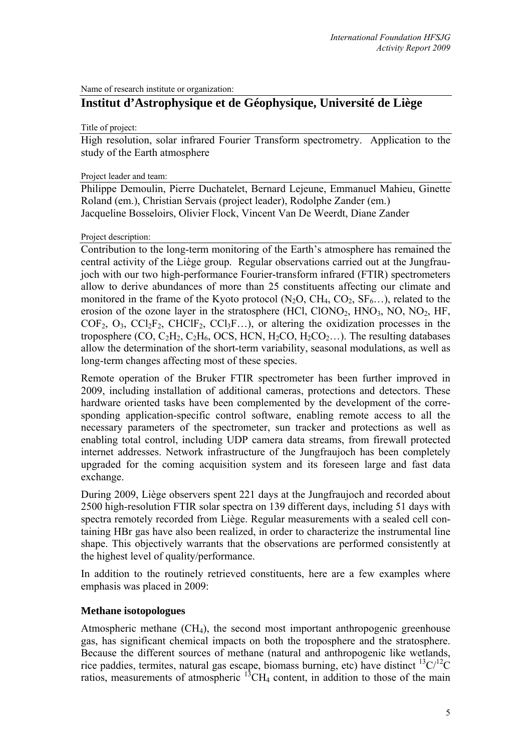Name of research institute or organization:

## Institut d'Astrophysique et de Géophysique, Université de Liège

Title of project:

High resolution, solar infrared Fourier Transform spectrometry. Application to the study of the Earth atmosphere

Project leader and team:

Philippe Demoulin, Pierre Duchatelet, Bernard Lejeune, Emmanuel Mahieu, Ginette Roland (em.), Christian Servais (project leader), Rodolphe Zander (em.)
Jacqueline Bosseloirs, Olivier Flock, Vincent Van De Weerdt, Diane Zander

Project description:

Contribution to the long-term monitoring of the Earth's atmosphere has remained the central activity of the Liège group. Regular observations carried out at the Jungfraujoch with our two high-performance Fourier-transform infrared (FTIR) spectrometers allow to derive abundances of more than 25 constituents affecting our climate and monitored in the frame of the Kyoto protocol ($N_2O$, $CH_4$, $CO_2$, $SF_6$…), related to the erosion of the ozone layer in the stratosphere ($HCl$, $ClONO_2$, $HNO_3$, $NO$, $NO_2$, $HF$, $COF_2$, $O_3$, $CCl_2F_2$, $CHClF_2$, $CCl_3F$…), or altering the oxidization processes in the troposphere ($CO$, $C_2H_2$, $C_2H_6$, $OCS$, $HCN$, $H_2CO$, $H_2CO_2$…). The resulting databases allow the determination of the short-term variability, seasonal modulations, as well as long-term changes affecting most of these species.

Remote operation of the Bruker FTIR spectrometer has been further improved in 2009, including installation of additional cameras, protections and detectors. These hardware oriented tasks have been complemented by the development of the corresponding application-specific control software, enabling remote access to all the necessary parameters of the spectrometer, sun tracker and protections as well as enabling total control, including UDP camera data streams, from firewall protected internet addresses. Network infrastructure of the Jungfraujoch has been completely upgraded for the coming acquisition system and its foreseen large and fast data exchange.

During 2009, Liège observers spent 221 days at the Jungfraujoch and recorded about 2500 high-resolution FTIR solar spectra on 139 different days, including 51 days with spectra remotely recorded from Liège. Regular measurements with a sealed cell containing HBr gas have also been realized, in order to characterize the instrumental line shape. This objectively warrants that the observations are performed consistently at the highest level of quality/performance.

In addition to the routinely retrieved constituents, here are a few examples where emphasis was placed in 2009:

### Methane isotopologues

Atmospheric methane ($CH_4$), the second most important anthropogenic greenhouse gas, has significant chemical impacts on both the troposphere and the stratosphere. Because the different sources of methane (natural and anthropogenic like wetlands, rice paddies, termites, natural gas escape, biomass burning, etc) have distinct $^{13}C/^{12}C$ ratios, measurements of atmospheric $^{13}CH_4$ content, in addition to those of the main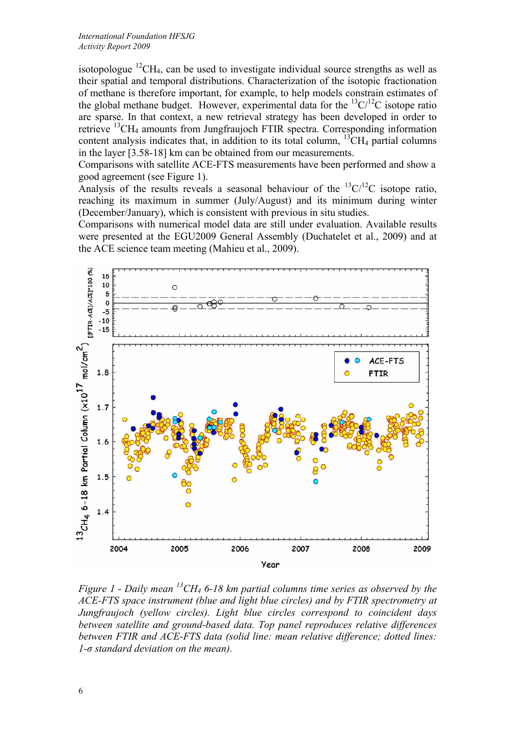isotopologue $^{12}CH_4$, can be used to investigate individual source strengths as well as their spatial and temporal distributions. Characterization of the isotopic fractionation of methane is therefore important, for example, to help models constrain estimates of the global methane budget. However, experimental data for the $^{13}C/^{12}C$ isotope ratio are sparse. In that context, a new retrieval strategy has been developed in order to retrieve $^{13}CH_4$ amounts from Jungfraujoch FTIR spectra. Corresponding information content analysis indicates that, in addition to its total column, $^{13}CH_4$ partial columns in the layer [3.58-18] km can be obtained from our measurements.
Comparisons with satellite ACE-FTS measurements have been performed and show a good agreement (see Figure 1).
Analysis of the results reveals a seasonal behaviour of the $^{13}C/^{12}C$ isotope ratio, reaching its maximum in summer (July/August) and its minimum during winter (December/January), which is consistent with previous in situ studies.
Comparisons with numerical model data are still under evaluation. Available results were presented at the EGU2009 General Assembly (Duchatelet et al., 2009) and at the ACE science team meeting (Mahieu et al., 2009).

*Figure 1 - Daily mean $^{13}CH_4$ 6-18 km partial columns time series as observed by the ACE-FTS space instrument (blue and light blue circles) and by FTIR spectrometry at Jungfraujoch (yellow circles). Light blue circles correspond to coincident days between satellite and ground-based data. Top panel reproduces relative differences between FTIR and ACE-FTS data (solid line: mean relative difference; dotted lines: 1-σ standard deviation on the mean).*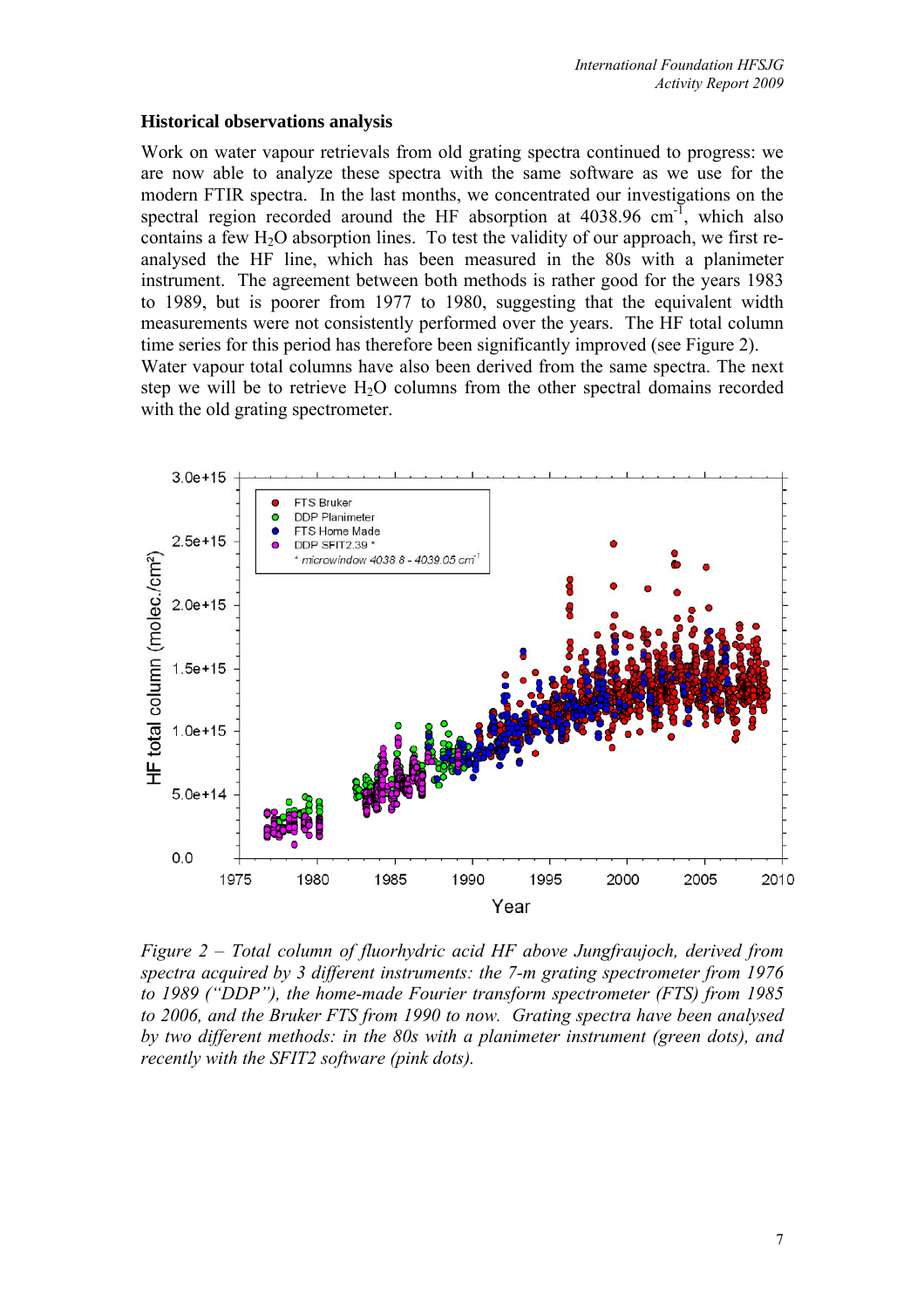### Historical observations analysis

Work on water vapour retrievals from old grating spectra continued to progress: we are now able to analyze these spectra with the same software as we use for the modern FTIR spectra. In the last months, we concentrated our investigations on the spectral region recorded around the HF absorption at 4038.96 $cm^{-1}$, which also contains a few $H_2O$ absorption lines. To test the validity of our approach, we first re-analysed the HF line, which has been measured in the 80s with a planimeter instrument. The agreement between both methods is rather good for the years 1983 to 1989, but is poorer from 1977 to 1980, suggesting that the equivalent width measurements were not consistently performed over the years. The HF total column time series for this period has therefore been significantly improved (see Figure 2).
Water vapour total columns have also been derived from the same spectra. The next step we will be to retrieve $H_2O$ columns from the other spectral domains recorded with the old grating spectrometer.

*Figure 2 – Total column of fluorhydric acid HF above Jungfraujoch, derived from spectra acquired by 3 different instruments: the 7-m grating spectrometer from 1976 to 1989 ("DDP"), the home-made Fourier transform spectrometer (FTS) from 1985 to 2006, and the Bruker FTS from 1990 to now. Grating spectra have been analysed by two different methods: in the 80s with a planimeter instrument (green dots), and recently with the SFIT2 software (pink dots).*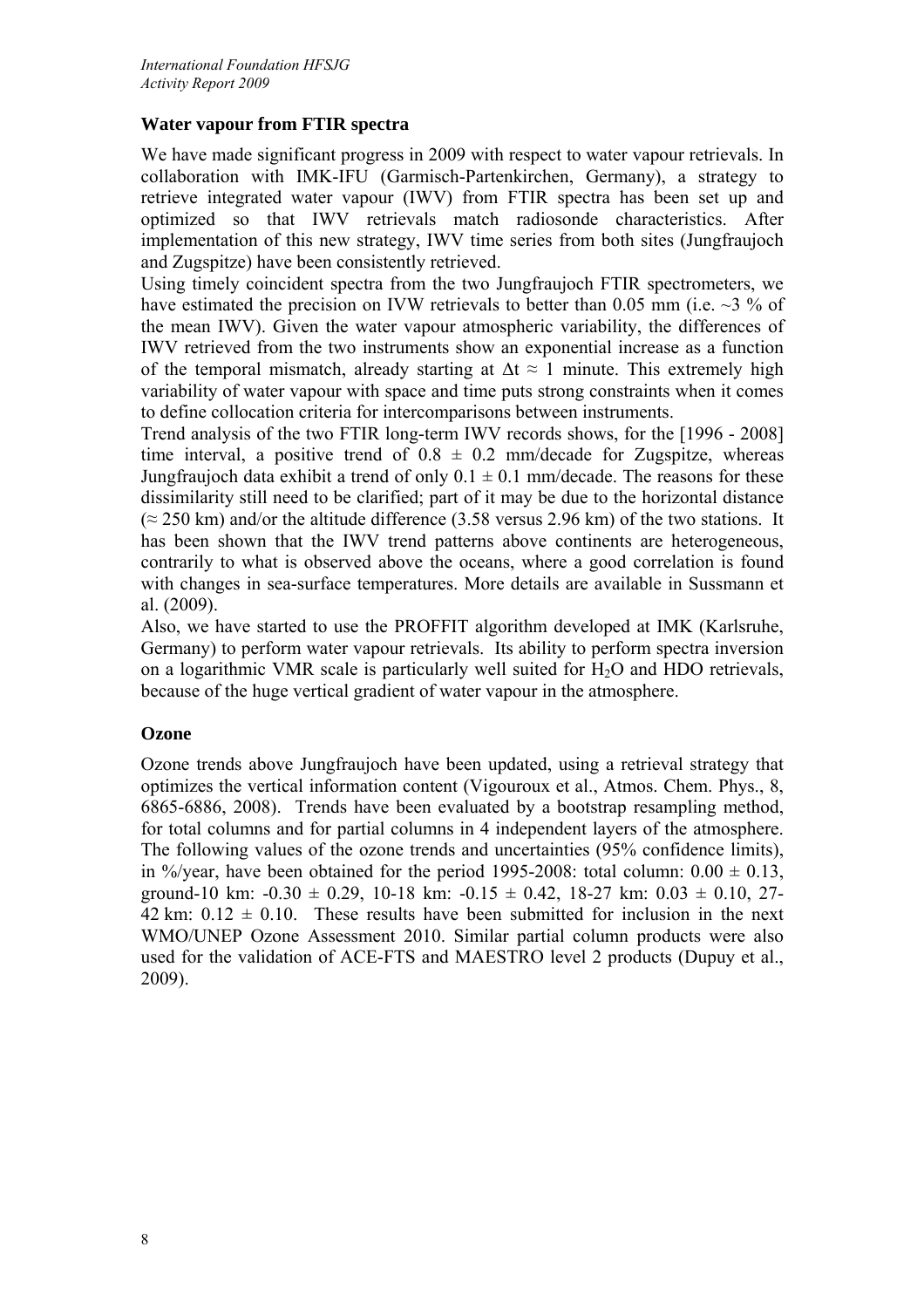### Water vapour from FTIR spectra

We have made significant progress in 2009 with respect to water vapour retrievals. In collaboration with IMK-IFU (Garmisch-Partenkirchen, Germany), a strategy to retrieve integrated water vapour (IWV) from FTIR spectra has been set up and optimized so that IWV retrievals match radiosonde characteristics. After implementation of this new strategy, IWV time series from both sites (Jungfraujoch and Zugspitze) have been consistently retrieved.

Using timely coincident spectra from the two Jungfraujoch FTIR spectrometers, we have estimated the precision on IVW retrievals to better than 0.05 mm (i.e. ~3 % of the mean IWV). Given the water vapour atmospheric variability, the differences of IWV retrieved from the two instruments show an exponential increase as a function of the temporal mismatch, already starting at $\Delta t \approx 1$ minute. This extremely high variability of water vapour with space and time puts strong constraints when it comes to define collocation criteria for intercomparisons between instruments.

Trend analysis of the two FTIR long-term IWV records shows, for the [1996 - 2008] time interval, a positive trend of $0.8 \pm 0.2$ mm/decade for Zugspitze, whereas Jungfraujoch data exhibit a trend of only $0.1 \pm 0.1$ mm/decade. The reasons for these dissimilarity still need to be clarified; part of it may be due to the horizontal distance ($\approx 250$ km) and/or the altitude difference (3.58 versus 2.96 km) of the two stations. It has been shown that the IWV trend patterns above continents are heterogeneous, contrarily to what is observed above the oceans, where a good correlation is found with changes in sea-surface temperatures. More details are available in Sussmann et al. (2009).

Also, we have started to use the PROFFIT algorithm developed at IMK (Karlsruhe, Germany) to perform water vapour retrievals. Its ability to perform spectra inversion on a logarithmic VMR scale is particularly well suited for $H_2O$ and HDO retrievals, because of the huge vertical gradient of water vapour in the atmosphere.

### Ozone

Ozone trends above Jungfraujoch have been updated, using a retrieval strategy that optimizes the vertical information content (Vigouroux et al., Atmos. Chem. Phys., 8, 6865-6886, 2008). Trends have been evaluated by a bootstrap resampling method, for total columns and for partial columns in 4 independent layers of the atmosphere. The following values of the ozone trends and uncertainties (95% confidence limits), in %/year, have been obtained for the period 1995-2008: total column: $0.00 \pm 0.13$, ground-10 km: $-0.30 \pm 0.29$, 10-18 km: $-0.15 \pm 0.42$, 18-27 km: $0.03 \pm 0.10$, 27-42 km: $0.12 \pm 0.10$. These results have been submitted for inclusion in the next WMO/UNEP Ozone Assessment 2010. Similar partial column products were also used for the validation of ACE-FTS and MAESTRO level 2 products (Dupuy et al., 2009).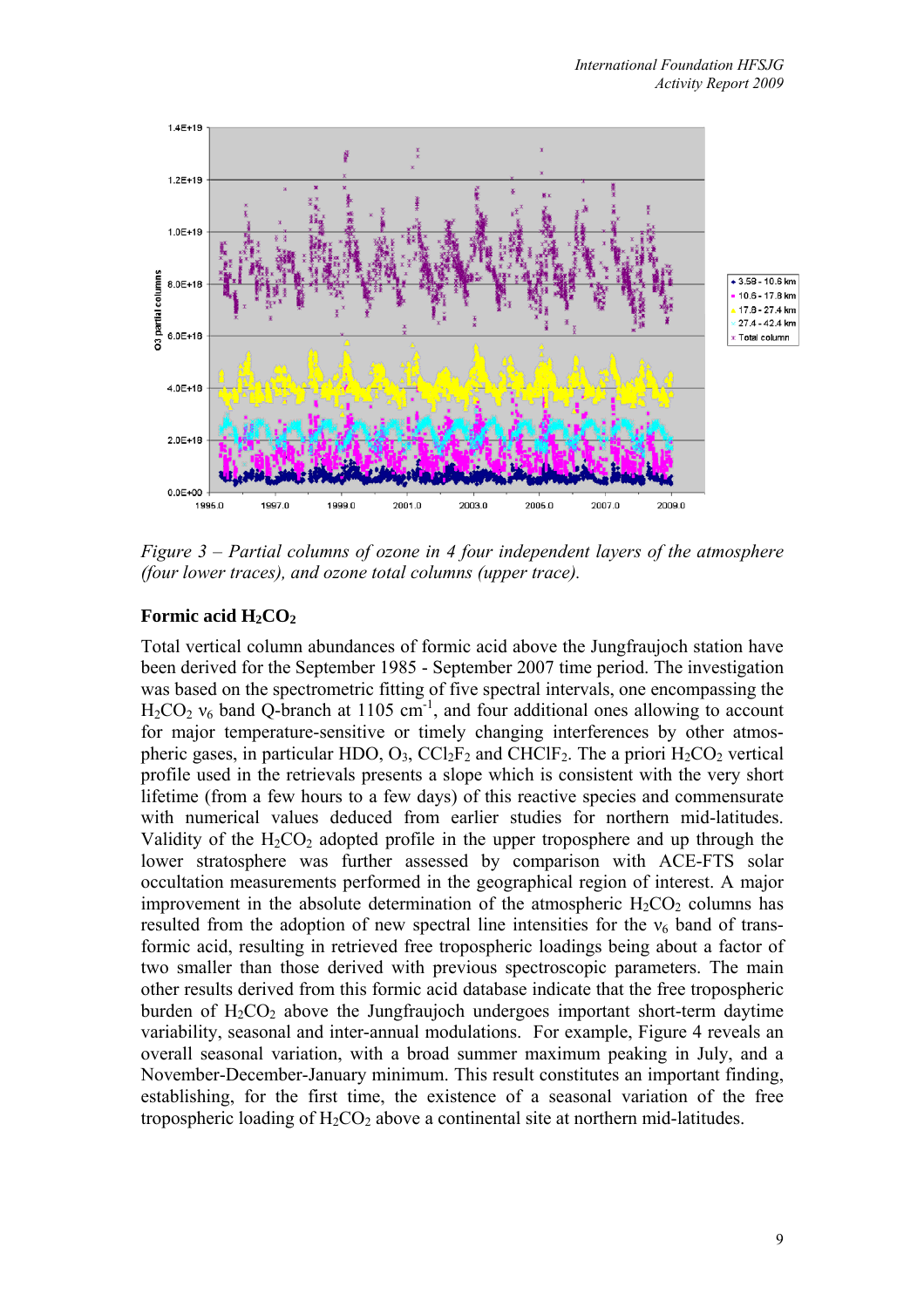*Figure 3 – Partial columns of ozone in 4 four independent layers of the atmosphere (four lower traces), and ozone total columns (upper trace).*

### Formic acid $H_2CO_2$

Total vertical column abundances of formic acid above the Jungfraujoch station have been derived for the September 1985 - September 2007 time period. The investigation was based on the spectrometric fitting of five spectral intervals, one encompassing the $H_2CO_2$ $\nu_6$ band Q-branch at 1105 cm$^{-1}$, and four additional ones allowing to account for major temperature-sensitive or timely changing interferences by other atmospheric gases, in particular HDO, $O_3$, $CCl_2F_2$ and $CHClF_2$. The a priori $H_2CO_2$ vertical profile used in the retrievals presents a slope which is consistent with the very short lifetime (from a few hours to a few days) of this reactive species and commensurate with numerical values deduced from earlier studies for northern mid-latitudes. Validity of the $H_2CO_2$ adopted profile in the upper troposphere and up through the lower stratosphere was further assessed by comparison with ACE-FTS solar occultation measurements performed in the geographical region of interest. A major improvement in the absolute determination of the atmospheric $H_2CO_2$ columns has resulted from the adoption of new spectral line intensities for the $\nu_6$ band of trans-formic acid, resulting in retrieved free tropospheric loadings being about a factor of two smaller than those derived with previous spectroscopic parameters. The main other results derived from this formic acid database indicate that the free tropospheric burden of $H_2CO_2$ above the Jungfraujoch undergoes important short-term daytime variability, seasonal and inter-annual modulations. For example, Figure 4 reveals an overall seasonal variation, with a broad summer maximum peaking in July, and a November-December-January minimum. This result constitutes an important finding, establishing, for the first time, the existence of a seasonal variation of the free tropospheric loading of $H_2CO_2$ above a continental site at northern mid-latitudes.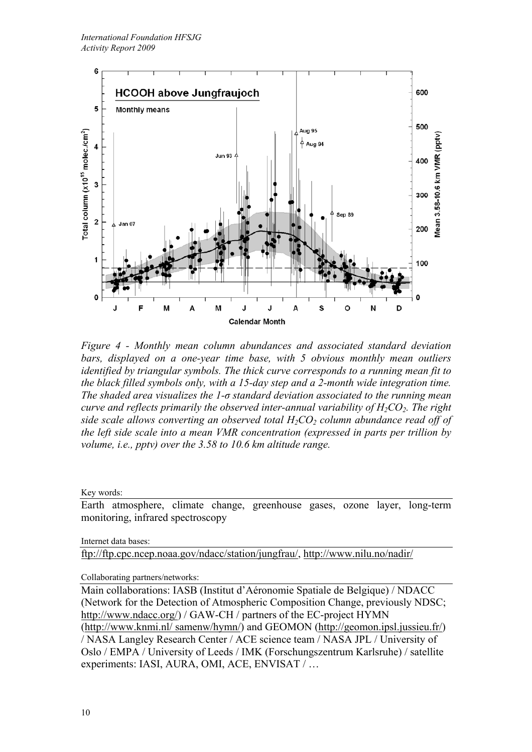*Figure 4 - Monthly mean column abundances and associated standard deviation bars, displayed on a one-year time base, with 5 obvious monthly mean outliers identified by triangular symbols. The thick curve corresponds to a running mean fit to the black filled symbols only, with a 15-day step and a 2-month wide integration time. The shaded area visualizes the 1-σ standard deviation associated to the running mean curve and reflects primarily the observed inter-annual variability of $H_2CO_2$. The right side scale allows converting an observed total $H_2CO_2$ column abundance read off of the left side scale into a mean VMR concentration (expressed in parts per trillion by volume, i.e., pptv) over the 3.58 to 10.6 km altitude range.*

Key words:

Earth atmosphere, climate change, greenhouse gases, ozone layer, long-term monitoring, infrared spectroscopy

Internet data bases:

ftp://ftp.cpc.ncep.noaa.gov/ndacc/station/jungfrau/, http://www.nilu.no/nadir/

Collaborating partners/networks:

Main collaborations: IASB (Institut d'Aéronomie Spatiale de Belgique) / NDACC (Network for the Detection of Atmospheric Composition Change, previously NDSC; http://www.ndacc.org/) / GAW-CH / partners of the EC-project HYMN (http://www.knmi.nl/ samenw/hymn/) and GEOMON (http://geomon.ipsl.jussieu.fr/) / NASA Langley Research Center / ACE science team / NASA JPL / University of Oslo / EMPA / University of Leeds / IMK (Forschungszentrum Karlsruhe) / satellite experiments: IASI, AURA, OMI, ACE, ENVISAT / …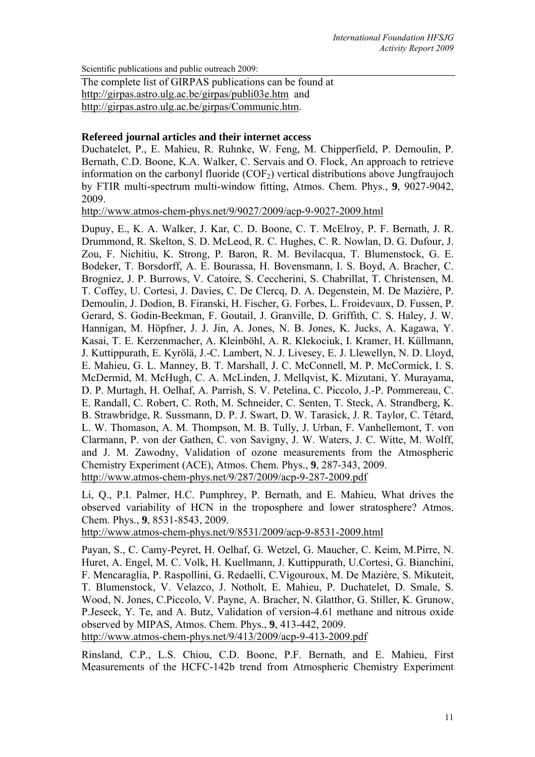Scientific publications and public outreach 2009:

The complete list of GIRPAS publications can be found at http://girpas.astro.ulg.ac.be/girpas/publi03e.htm and http://girpas.astro.ulg.ac.be/girpas/Communic.htm.

**Refereed journal articles and their internet access**

Duchatelet, P., E. Mahieu, R. Ruhnke, W. Feng, M. Chipperfield, P. Demoulin, P. Bernath, C.D. Boone, K.A. Walker, C. Servais and O. Flock, An approach to retrieve information on the carbonyl fluoride ($COF_2$) vertical distributions above Jungfraujoch by FTIR multi-spectrum multi-window fitting, Atmos. Chem. Phys., **9**, 9027-9042, 2009.
http://www.atmos-chem-phys.net/9/9027/2009/acp-9-9027-2009.html

Dupuy, E., K. A. Walker, J. Kar, C. D. Boone, C. T. McElroy, P. F. Bernath, J. R. Drummond, R. Skelton, S. D. McLeod, R. C. Hughes, C. R. Nowlan, D. G. Dufour, J. Zou, F. Nichitiu, K. Strong, P. Baron, R. M. Bevilacqua, T. Blumenstock, G. E. Bodeker, T. Borsdorff, A. E. Bourassa, H. Bovensmann, I. S. Boyd, A. Bracher, C. Brogniez, J. P. Burrows, V. Catoire, S. Ceccherini, S. Chabrillat, T. Christensen, M. T. Coffey, U. Cortesi, J. Davies, C. De Clercq, D. A. Degenstein, M. De Mazière, P. Demoulin, J. Dodion, B. Firanski, H. Fischer, G. Forbes, L. Froidevaux, D. Fussen, P. Gerard, S. Godin-Beekman, F. Goutail, J. Granville, D. Griffith, C. S. Haley, J. W. Hannigan, M. Höpfner, J. J. Jin, A. Jones, N. B. Jones, K. Jucks, A. Kagawa, Y. Kasai, T. E. Kerzenmacher, A. Kleinböhl, A. R. Klekociuk, I. Kramer, H. Küllmann, J. Kuttippurath, E. Kyrölä, J.-C. Lambert, N. J. Livesey, E. J. Llewellyn, N. D. Lloyd, E. Mahieu, G. L. Manney, B. T. Marshall, J. C. McConnell, M. P. McCormick, I. S. McDermid, M. McHugh, C. A. McLinden, J. Mellqvist, K. Mizutani, Y. Murayama, D. P. Murtagh, H. Oelhaf, A. Parrish, S. V. Petelina, C. Piccolo, J.-P. Pommereau, C. E. Randall, C. Robert, C. Roth, M. Schneider, C. Senten, T. Steck, A. Strandberg, K. B. Strawbridge, R. Sussmann, D. P. J. Swart, D. W. Tarasick, J. R. Taylor, C. Tétard, L. W. Thomason, A. M. Thompson, M. B. Tully, J. Urban, F. Vanhellemont, T. von Clarmann, P. von der Gathen, C. von Savigny, J. W. Waters, J. C. Witte, M. Wolff, and J. M. Zawodny, Validation of ozone measurements from the Atmospheric Chemistry Experiment (ACE), Atmos. Chem. Phys., **9**, 287-343, 2009.
http://www.atmos-chem-phys.net/9/287/2009/acp-9-287-2009.pdf

Li, Q., P.I. Palmer, H.C. Pumphrey, P. Bernath, and E. Mahieu, What drives the observed variability of HCN in the troposphere and lower stratosphere? Atmos. Chem. Phys., **9**, 8531-8543, 2009.
http://www.atmos-chem-phys.net/9/8531/2009/acp-9-8531-2009.html

Payan, S., C. Camy-Peyret, H. Oelhaf, G. Wetzel, G. Maucher, C. Keim, M.Pirre, N. Huret, A. Engel, M. C. Volk, H. Kuellmann, J. Kuttippurath, U.Cortesi, G. Bianchini, F. Mencaraglia, P. Raspollini, G. Redaelli, C.Vigouroux, M. De Mazière, S. Mikuteit, T. Blumenstock, V. Velazco, J. Notholt, E. Mahieu, P. Duchatelet, D. Smale, S. Wood, N. Jones, C.Piccolo, V. Payne, A. Bracher, N. Glatthor, G. Stiller, K. Grunow, P.Jeseck, Y. Te, and A. Butz, Validation of version-4.61 methane and nitrous oxide observed by MIPAS, Atmos. Chem. Phys., **9**, 413-442, 2009.
http://www.atmos-chem-phys.net/9/413/2009/acp-9-413-2009.pdf

Rinsland, C.P., L.S. Chiou, C.D. Boone, P.F. Bernath, and E. Mahieu, First Measurements of the HCFC-142b trend from Atmospheric Chemistry Experiment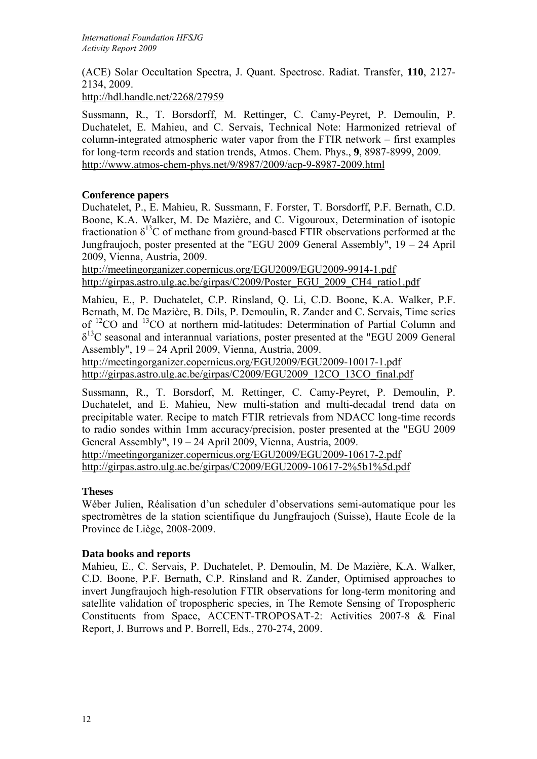(ACE) Solar Occultation Spectra, J. Quant. Spectrosc. Radiat. Transfer, **110**, 2127-2134, 2009.
http://hdl.handle.net/2268/27959

Sussmann, R., T. Borsdorff, M. Rettinger, C. Camy-Peyret, P. Demoulin, P. Duchatelet, E. Mahieu, and C. Servais, Technical Note: Harmonized retrieval of column-integrated atmospheric water vapor from the FTIR network – first examples for long-term records and station trends, Atmos. Chem. Phys., **9**, 8987-8999, 2009.
http://www.atmos-chem-phys.net/9/8987/2009/acp-9-8987-2009.html

### Conference papers

Duchatelet, P., E. Mahieu, R. Sussmann, F. Forster, T. Borsdorff, P.F. Bernath, C.D. Boone, K.A. Walker, M. De Mazière, and C. Vigouroux, Determination of isotopic fractionation $\delta^{13}C$ of methane from ground-based FTIR observations performed at the Jungfraujoch, poster presented at the "EGU 2009 General Assembly", 19 – 24 April 2009, Vienna, Austria, 2009.
http://meetingorganizer.copernicus.org/EGU2009/EGU2009-9914-1.pdf
http://girpas.astro.ulg.ac.be/girpas/C2009/Poster_EGU_2009_CH4_ratio1.pdf

Mahieu, E., P. Duchatelet, C.P. Rinsland, Q. Li, C.D. Boone, K.A. Walker, P.F. Bernath, M. De Mazière, B. Dils, P. Demoulin, R. Zander and C. Servais, Time series of $^{12}CO$ and $^{13}CO$ at northern mid-latitudes: Determination of Partial Column and $\delta^{13}C$ seasonal and interannual variations, poster presented at the "EGU 2009 General Assembly", 19 – 24 April 2009, Vienna, Austria, 2009.
http://meetingorganizer.copernicus.org/EGU2009/EGU2009-10017-1.pdf
http://girpas.astro.ulg.ac.be/girpas/C2009/EGU2009_12CO_13CO_final.pdf

Sussmann, R., T. Borsdorf, M. Rettinger, C. Camy-Peyret, P. Demoulin, P. Duchatelet, and E. Mahieu, New multi-station and multi-decadal trend data on precipitable water. Recipe to match FTIR retrievals from NDACC long-time records to radio sondes within 1mm accuracy/precision, poster presented at the "EGU 2009 General Assembly", 19 – 24 April 2009, Vienna, Austria, 2009.
http://meetingorganizer.copernicus.org/EGU2009/EGU2009-10617-2.pdf
http://girpas.astro.ulg.ac.be/girpas/C2009/EGU2009-10617-2%5b1%5d.pdf

### Theses

Wéber Julien, Réalisation d'un scheduler d'observations semi-automatique pour les spectromètres de la station scientifique du Jungfraujoch (Suisse), Haute Ecole de la Province de Liège, 2008-2009.

### Data books and reports

Mahieu, E., C. Servais, P. Duchatelet, P. Demoulin, M. De Mazière, K.A. Walker, C.D. Boone, P.F. Bernath, C.P. Rinsland and R. Zander, Optimised approaches to invert Jungfraujoch high-resolution FTIR observations for long-term monitoring and satellite validation of tropospheric species, in The Remote Sensing of Tropospheric Constituents from Space, ACCENT-TROPOSAT-2: Activities 2007-8 & Final Report, J. Burrows and P. Borrell, Eds., 270-274, 2009.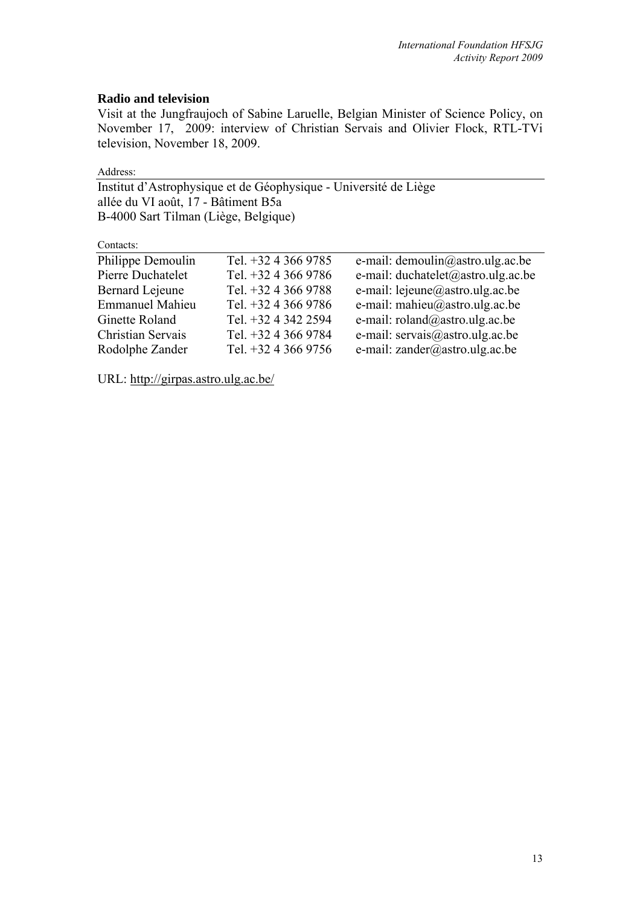### Radio and television

Visit at the Jungfraujoch of Sabine Laruelle, Belgian Minister of Science Policy, on November 17, 2009: interview of Christian Servais and Olivier Flock, RTL-TVi television, November 18, 2009.

Address:

Institut d'Astrophysique et de Géophysique - Université de Liège
allée du VI août, 17 - Bâtiment B5a
B-4000 Sart Tilman (Liège, Belgique)

Contacts:

| | | |
|---|---|---|
| Philippe Demoulin | Tel. +32 4 366 9785 | e-mail: demoulin@astro.ulg.ac.be |
| Pierre Duchatelet | Tel. +32 4 366 9786 | e-mail: duchatelet@astro.ulg.ac.be |
| Bernard Lejeune | Tel. +32 4 366 9788 | e-mail: lejeune@astro.ulg.ac.be |
| Emmanuel Mahieu | Tel. +32 4 366 9786 | e-mail: mahieu@astro.ulg.ac.be |
| Ginette Roland | Tel. +32 4 342 2594 | e-mail: roland@astro.ulg.ac.be |
| Christian Servais | Tel. +32 4 366 9784 | e-mail: servais@astro.ulg.ac.be |
| Rodolphe Zander | Tel. +32 4 366 9756 | e-mail: zander@astro.ulg.ac.be |

URL: http://girpas.astro.ulg.ac.be/